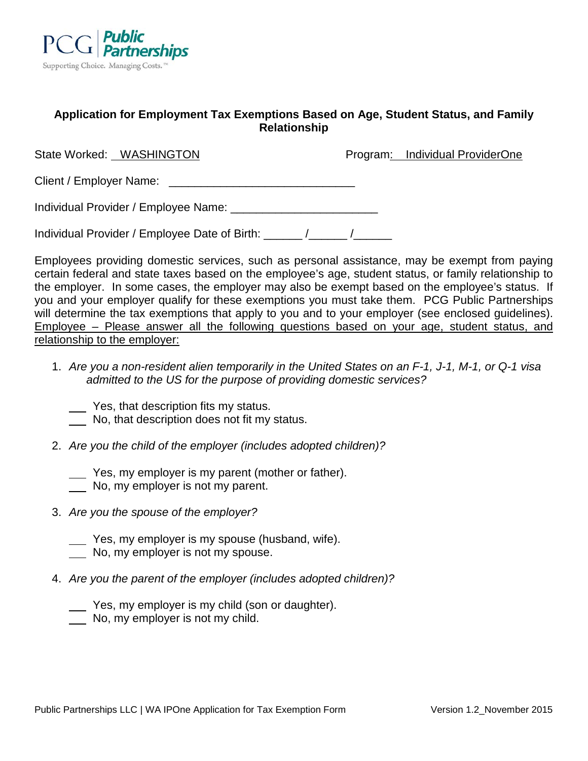PCG | Public Partnerships
Supporting Choice. Managing Costs.™

## Application for Employment Tax Exemptions Based on Age, Student Status, and Family Relationship

State Worked: WASHINGTON                    Program: Individual ProviderOne

Client / Employer Name: _____________________________

Individual Provider / Employee Name: ______________________

Individual Provider / Employee Date of Birth: ______ /______ /______

Employees providing domestic services, such as personal assistance, may be exempt from paying certain federal and state taxes based on the employee's age, student status, or family relationship to the employer. In some cases, the employer may also be exempt based on the employee's status. If you and your employer qualify for these exemptions you must take them. PCG Public Partnerships will determine the tax exemptions that apply to you and to your employer (see enclosed guidelines). Employee – Please answer all the following questions based on your age, student status, and relationship to the employer:

1. *Are you a non-resident alien temporarily in the United States on an F-1, J-1, M-1, or Q-1 visa admitted to the US for the purpose of providing domestic services?*

   ___ Yes, that description fits my status.
   ___ No, that description does not fit my status.

2. *Are you the child of the employer (includes adopted children)?*

   ___ Yes, my employer is my parent (mother or father).
   ___ No, my employer is not my parent.

3. *Are you the spouse of the employer?*

   ___ Yes, my employer is my spouse (husband, wife).
   ___ No, my employer is not my spouse.

4. *Are you the parent of the employer (includes adopted children)?*

   ___ Yes, my employer is my child (son or daughter).
   ___ No, my employer is not my child.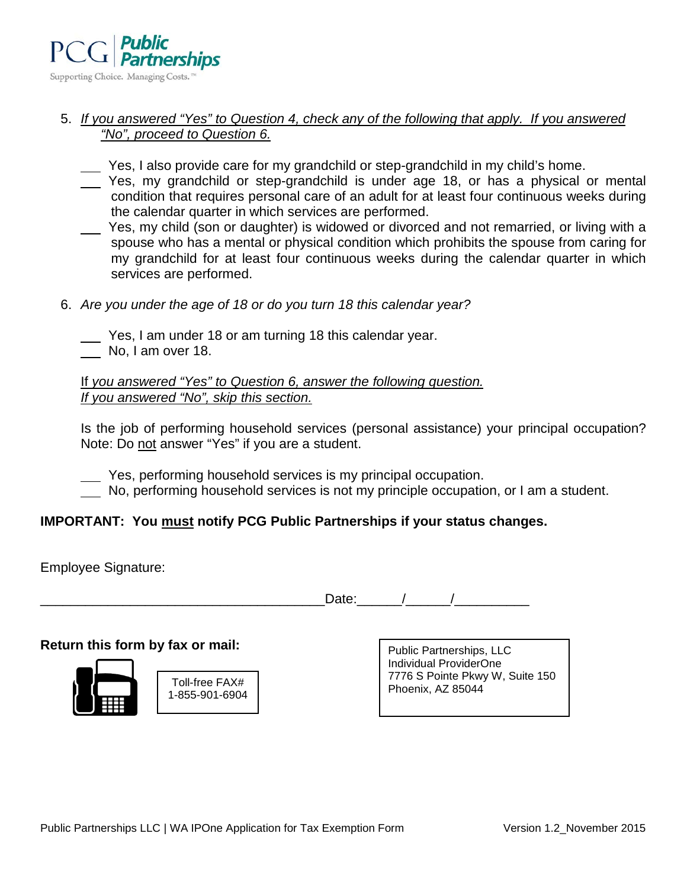5. *If you answered "Yes" to Question 4, check any of the following that apply. If you answered "No", proceed to Question 6.*

   ___ Yes, I also provide care for my grandchild or step-grandchild in my child's home.

   ___ Yes, my grandchild or step-grandchild is under age 18, or has a physical or mental condition that requires personal care of an adult for at least four continuous weeks during the calendar quarter in which services are performed.

   ___ Yes, my child (son or daughter) is widowed or divorced and not remarried, or living with a spouse who has a mental or physical condition which prohibits the spouse from caring for my grandchild for at least four continuous weeks during the calendar quarter in which services are performed.

6. *Are you under the age of 18 or do you turn 18 this calendar year?*

   ___ Yes, I am under 18 or am turning 18 this calendar year.

   ___ No, I am over 18.

   If *you answered "Yes" to Question 6, answer the following question.*
   *If you answered "No", skip this section.*

   Is the job of performing household services (personal assistance) your principal occupation? Note: Do not answer "Yes" if you are a student.

   ___ Yes, performing household services is my principal occupation.

   ___ No, performing household services is not my principle occupation, or I am a student.

**IMPORTANT: You must notify PCG Public Partnerships if your status changes.**

Employee Signature:

_____________________________________Date:______/______/__________

**Return this form by fax or mail:**

Toll-free FAX#
1-855-901-6904

Public Partnerships, LLC
Individual ProviderOne
7776 S Pointe Pkwy W, Suite 150
Phoenix, AZ 85044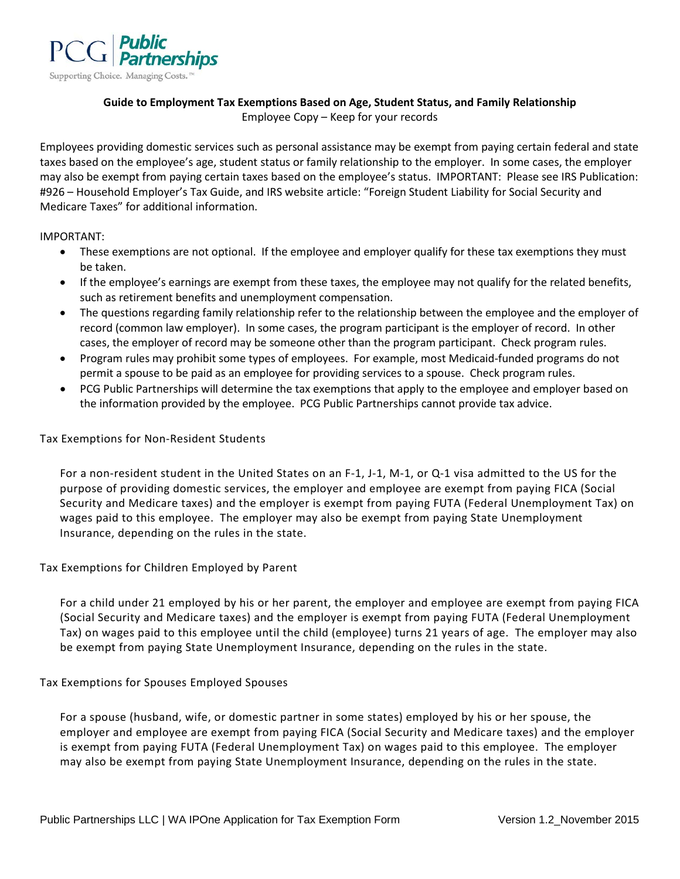PCG | Public Partnerships

Supporting Choice. Managing Costs.™

**Guide to Employment Tax Exemptions Based on Age, Student Status, and Family Relationship**

Employee Copy – Keep for your records

Employees providing domestic services such as personal assistance may be exempt from paying certain federal and state taxes based on the employee's age, student status or family relationship to the employer. In some cases, the employer may also be exempt from paying certain taxes based on the employee's status. IMPORTANT: Please see IRS Publication: #926 – Household Employer's Tax Guide, and IRS website article: "Foreign Student Liability for Social Security and Medicare Taxes" for additional information.

IMPORTANT:

- These exemptions are not optional. If the employee and employer qualify for these tax exemptions they must be taken.
- If the employee's earnings are exempt from these taxes, the employee may not qualify for the related benefits, such as retirement benefits and unemployment compensation.
- The questions regarding family relationship refer to the relationship between the employee and the employer of record (common law employer). In some cases, the program participant is the employer of record. In other cases, the employer of record may be someone other than the program participant. Check program rules.
- Program rules may prohibit some types of employees. For example, most Medicaid-funded programs do not permit a spouse to be paid as an employee for providing services to a spouse. Check program rules.
- PCG Public Partnerships will determine the tax exemptions that apply to the employee and employer based on the information provided by the employee. PCG Public Partnerships cannot provide tax advice.

## Tax Exemptions for Non-Resident Students

For a non-resident student in the United States on an F-1, J-1, M-1, or Q-1 visa admitted to the US for the purpose of providing domestic services, the employer and employee are exempt from paying FICA (Social Security and Medicare taxes) and the employer is exempt from paying FUTA (Federal Unemployment Tax) on wages paid to this employee. The employer may also be exempt from paying State Unemployment Insurance, depending on the rules in the state.

## Tax Exemptions for Children Employed by Parent

For a child under 21 employed by his or her parent, the employer and employee are exempt from paying FICA (Social Security and Medicare taxes) and the employer is exempt from paying FUTA (Federal Unemployment Tax) on wages paid to this employee until the child (employee) turns 21 years of age. The employer may also be exempt from paying State Unemployment Insurance, depending on the rules in the state.

## Tax Exemptions for Spouses Employed Spouses

For a spouse (husband, wife, or domestic partner in some states) employed by his or her spouse, the employer and employee are exempt from paying FICA (Social Security and Medicare taxes) and the employer is exempt from paying FUTA (Federal Unemployment Tax) on wages paid to this employee. The employer may also be exempt from paying State Unemployment Insurance, depending on the rules in the state.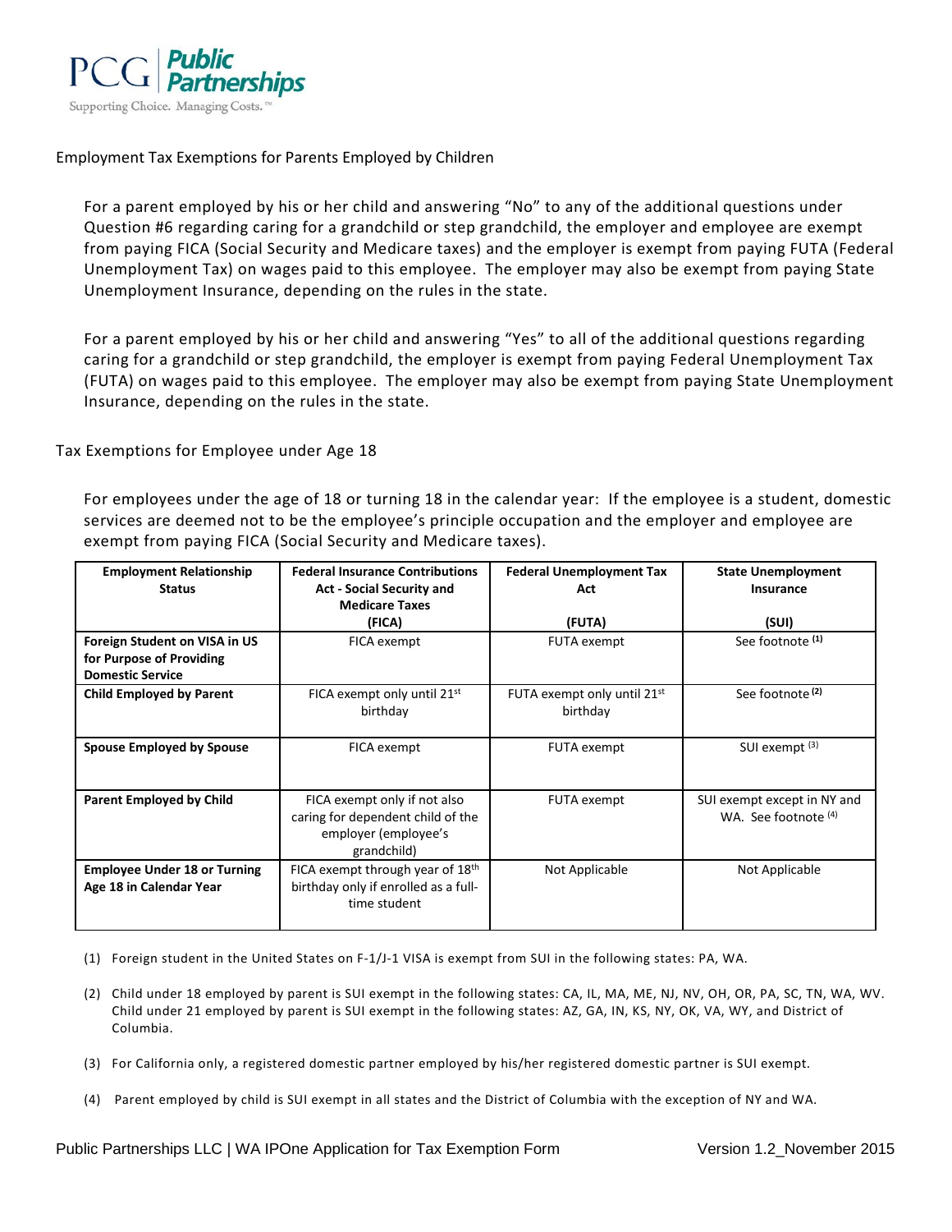## Employment Tax Exemptions for Parents Employed by Children

For a parent employed by his or her child and answering "No" to any of the additional questions under Question #6 regarding caring for a grandchild or step grandchild, the employer and employee are exempt from paying FICA (Social Security and Medicare taxes) and the employer is exempt from paying FUTA (Federal Unemployment Tax) on wages paid to this employee. The employer may also be exempt from paying State Unemployment Insurance, depending on the rules in the state.

For a parent employed by his or her child and answering "Yes" to all of the additional questions regarding caring for a grandchild or step grandchild, the employer is exempt from paying Federal Unemployment Tax (FUTA) on wages paid to this employee. The employer may also be exempt from paying State Unemployment Insurance, depending on the rules in the state.

## Tax Exemptions for Employee under Age 18

For employees under the age of 18 or turning 18 in the calendar year: If the employee is a student, domestic services are deemed not to be the employee's principle occupation and the employer and employee are exempt from paying FICA (Social Security and Medicare taxes).

| Employment Relationship Status | Federal Insurance Contributions Act - Social Security and Medicare Taxes (FICA) | Federal Unemployment Tax Act (FUTA) | State Unemployment Insurance (SUI) |
|---|---|---|---|
| **Foreign Student on VISA in US for Purpose of Providing Domestic Service** | FICA exempt | FUTA exempt | See footnote (1) |
| **Child Employed by Parent** | FICA exempt only until 21st birthday | FUTA exempt only until 21st birthday | See footnote (2) |
| **Spouse Employed by Spouse** | FICA exempt | FUTA exempt | SUI exempt (3) |
| **Parent Employed by Child** | FICA exempt only if not also caring for dependent child of the employer (employee's grandchild) | FUTA exempt | SUI exempt except in NY and WA. See footnote (4) |
| **Employee Under 18 or Turning Age 18 in Calendar Year** | FICA exempt through year of 18th birthday only if enrolled as a full-time student | Not Applicable | Not Applicable |

(1) Foreign student in the United States on F-1/J-1 VISA is exempt from SUI in the following states: PA, WA.

(2) Child under 18 employed by parent is SUI exempt in the following states: CA, IL, MA, ME, NJ, NV, OH, OR, PA, SC, TN, WA, WV. Child under 21 employed by parent is SUI exempt in the following states: AZ, GA, IN, KS, NY, OK, VA, WY, and District of Columbia.

(3) For California only, a registered domestic partner employed by his/her registered domestic partner is SUI exempt.

(4) Parent employed by child is SUI exempt in all states and the District of Columbia with the exception of NY and WA.